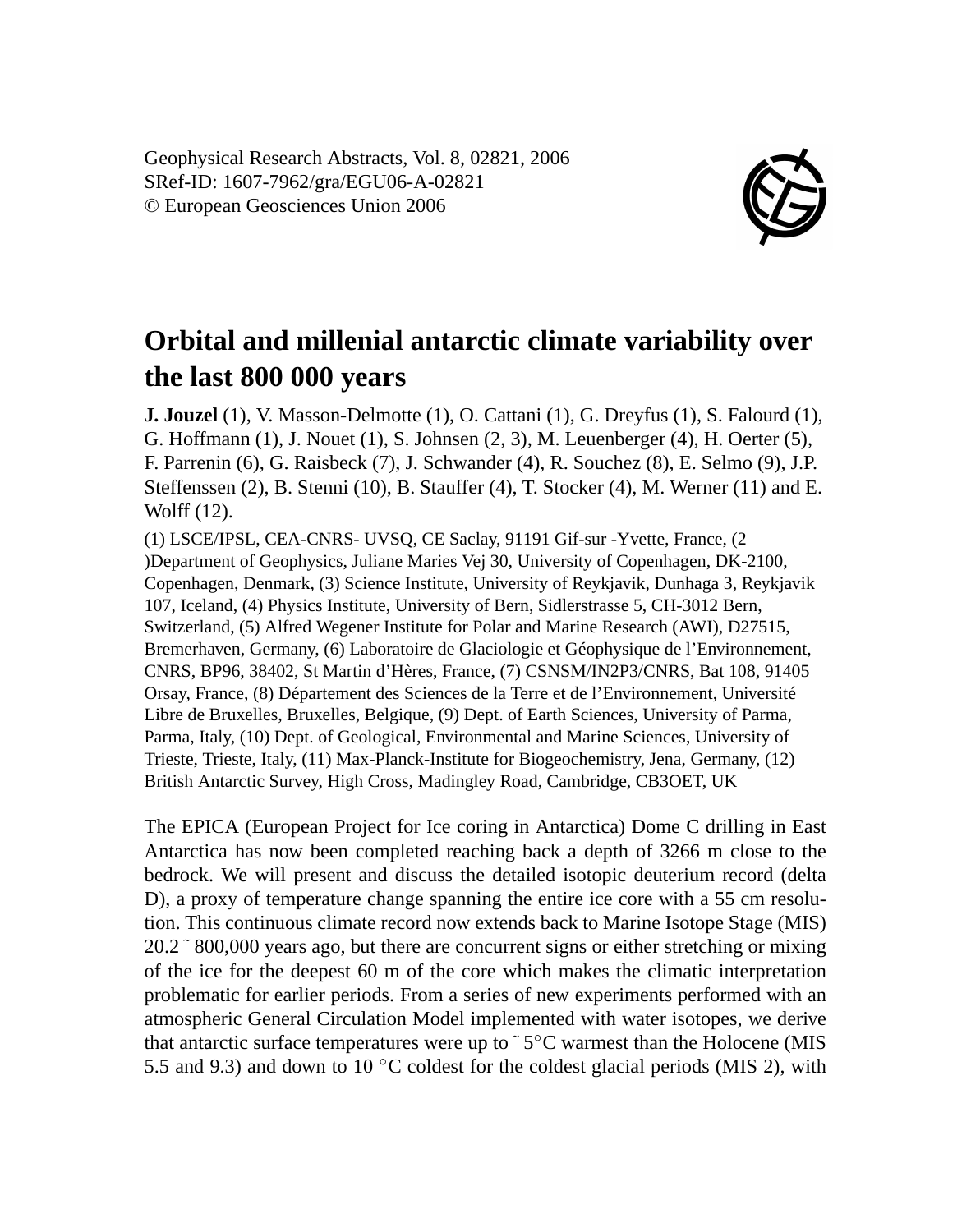Geophysical Research Abstracts, Vol. 8, 02821, 2006
SRef-ID: 1607-7962/gra/EGU06-A-02821
© European Geosciences Union 2006

# Orbital and millenial antarctic climate variability over the last 800 000 years

**J. Jouzel** (1), V. Masson-Delmotte (1), O. Cattani (1), G. Dreyfus (1), S. Falourd (1), G. Hoffmann (1), J. Nouet (1), S. Johnsen (2, 3), M. Leuenberger (4), H. Oerter (5), F. Parrenin (6), G. Raisbeck (7), J. Schwander (4), R. Souchez (8), E. Selmo (9), J.P. Steffenssen (2), B. Stenni (10), B. Stauffer (4), T. Stocker (4), M. Werner (11) and E. Wolff (12).

(1) LSCE/IPSL, CEA-CNRS- UVSQ, CE Saclay, 91191 Gif-sur -Yvette, France, (2 )Department of Geophysics, Juliane Maries Vej 30, University of Copenhagen, DK-2100, Copenhagen, Denmark, (3) Science Institute, University of Reykjavik, Dunhaga 3, Reykjavik 107, Iceland, (4) Physics Institute, University of Bern, Sidlerstrasse 5, CH-3012 Bern, Switzerland, (5) Alfred Wegener Institute for Polar and Marine Research (AWI), D27515, Bremerhaven, Germany, (6) Laboratoire de Glaciologie et Géophysique de l'Environnement, CNRS, BP96, 38402, St Martin d'Hères, France, (7) CSNSM/IN2P3/CNRS, Bat 108, 91405 Orsay, France, (8) Département des Sciences de la Terre et de l'Environnement, Université Libre de Bruxelles, Bruxelles, Belgique, (9) Dept. of Earth Sciences, University of Parma, Parma, Italy, (10) Dept. of Geological, Environmental and Marine Sciences, University of Trieste, Trieste, Italy, (11) Max-Planck-Institute for Biogeochemistry, Jena, Germany, (12) British Antarctic Survey, High Cross, Madingley Road, Cambridge, CB3OET, UK

The EPICA (European Project for Ice coring in Antarctica) Dome C drilling in East Antarctica has now been completed reaching back a depth of 3266 m close to the bedrock. We will present and discuss the detailed isotopic deuterium record (delta D), a proxy of temperature change spanning the entire ice core with a 55 cm resolution. This continuous climate record now extends back to Marine Isotope Stage (MIS) 20.2 ˜ 800,000 years ago, but there are concurrent signs or either stretching or mixing of the ice for the deepest 60 m of the core which makes the climatic interpretation problematic for earlier periods. From a series of new experiments performed with an atmospheric General Circulation Model implemented with water isotopes, we derive that antarctic surface temperatures were up to ˜ 5°C warmest than the Holocene (MIS 5.5 and 9.3) and down to 10 °C coldest for the coldest glacial periods (MIS 2), with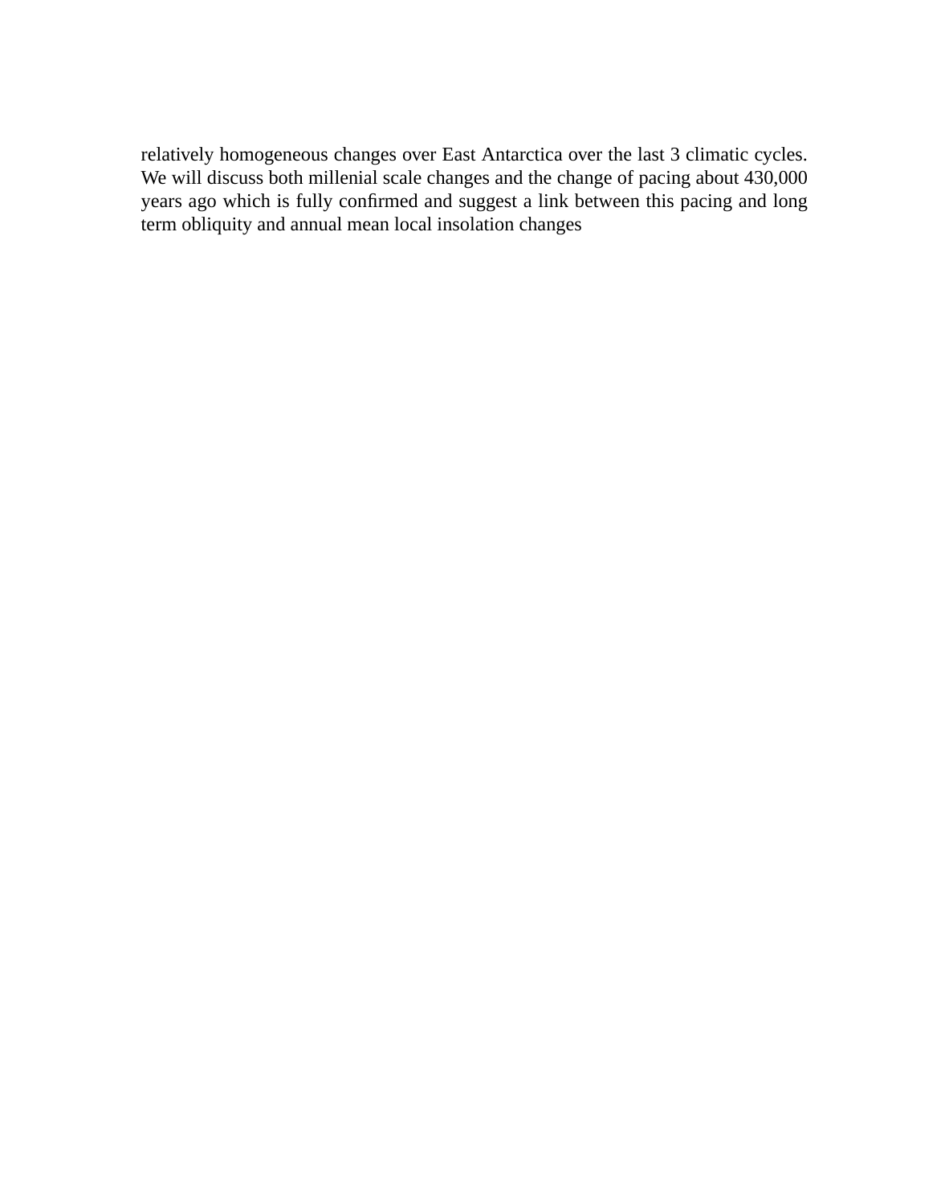relatively homogeneous changes over East Antarctica over the last 3 climatic cycles. We will discuss both millenial scale changes and the change of pacing about 430,000 years ago which is fully confirmed and suggest a link between this pacing and long term obliquity and annual mean local insolation changes